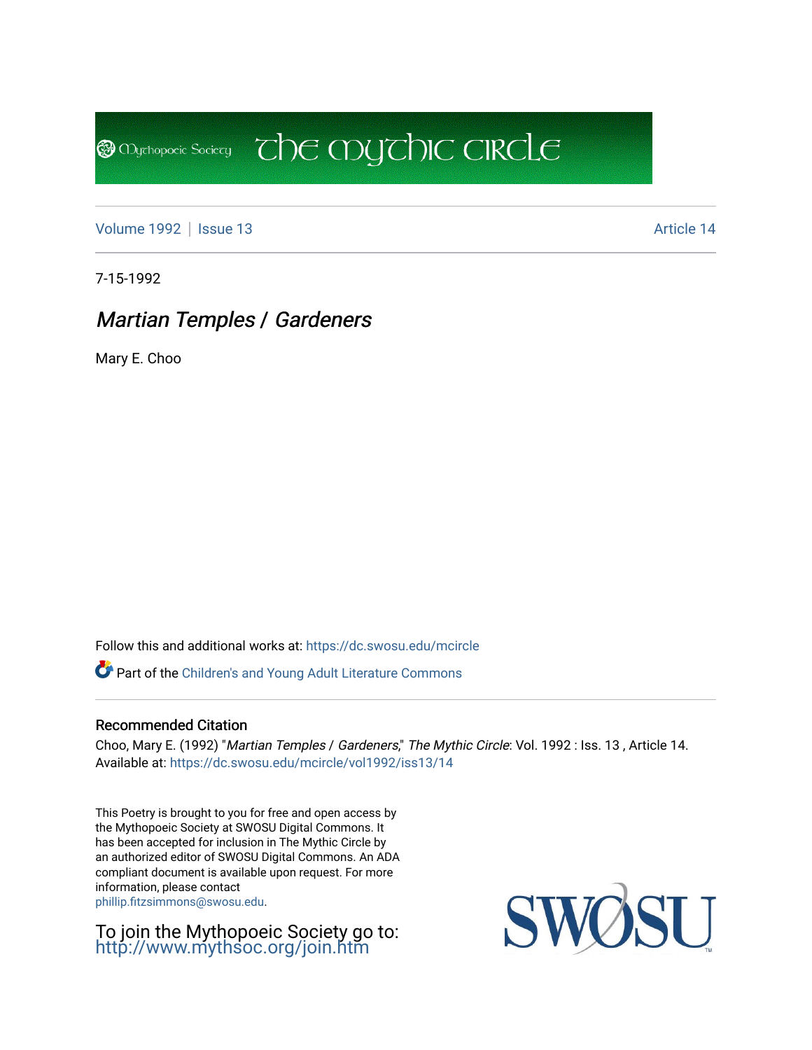The Mythic Circle

Volume 1992 | Issue 13 Article 14

7-15-1992

# *Martian Temples / Gardeners*

Mary E. Choo

Follow this and additional works at: https://dc.swosu.edu/mcircle

Part of the Children's and Young Adult Literature Commons

## Recommended Citation

Choo, Mary E. (1992) "*Martian Temples / Gardeners*," *The Mythic Circle*: Vol. 1992 : Iss. 13 , Article 14.
Available at: https://dc.swosu.edu/mcircle/vol1992/iss13/14

This Poetry is brought to you for free and open access by the Mythopoeic Society at SWOSU Digital Commons. It has been accepted for inclusion in The Mythic Circle by an authorized editor of SWOSU Digital Commons. An ADA compliant document is available upon request. For more information, please contact phillip.fitzsimmons@swosu.edu.

To join the Mythopoeic Society go to: http://www.mythsoc.org/join.htm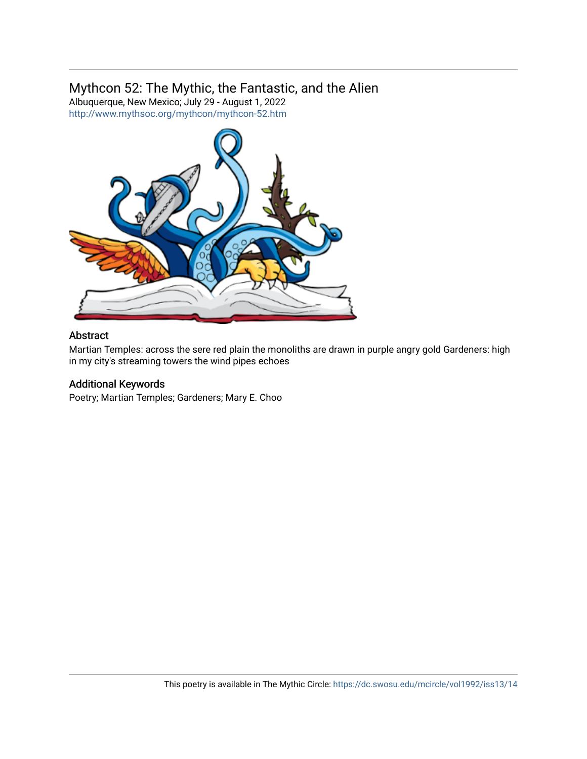Mythcon 52: The Mythic, the Fantastic, and the Alien

Albuquerque, New Mexico; July 29 - August 1, 2022

http://www.mythsoc.org/mythcon/mythcon-52.htm

## Abstract

Martian Temples: across the sere red plain the monoliths are drawn in purple angry gold Gardeners: high in my city's streaming towers the wind pipes echoes

## Additional Keywords

Poetry; Martian Temples; Gardeners; Mary E. Choo

This poetry is available in The Mythic Circle: https://dc.swosu.edu/mcircle/vol1992/iss13/14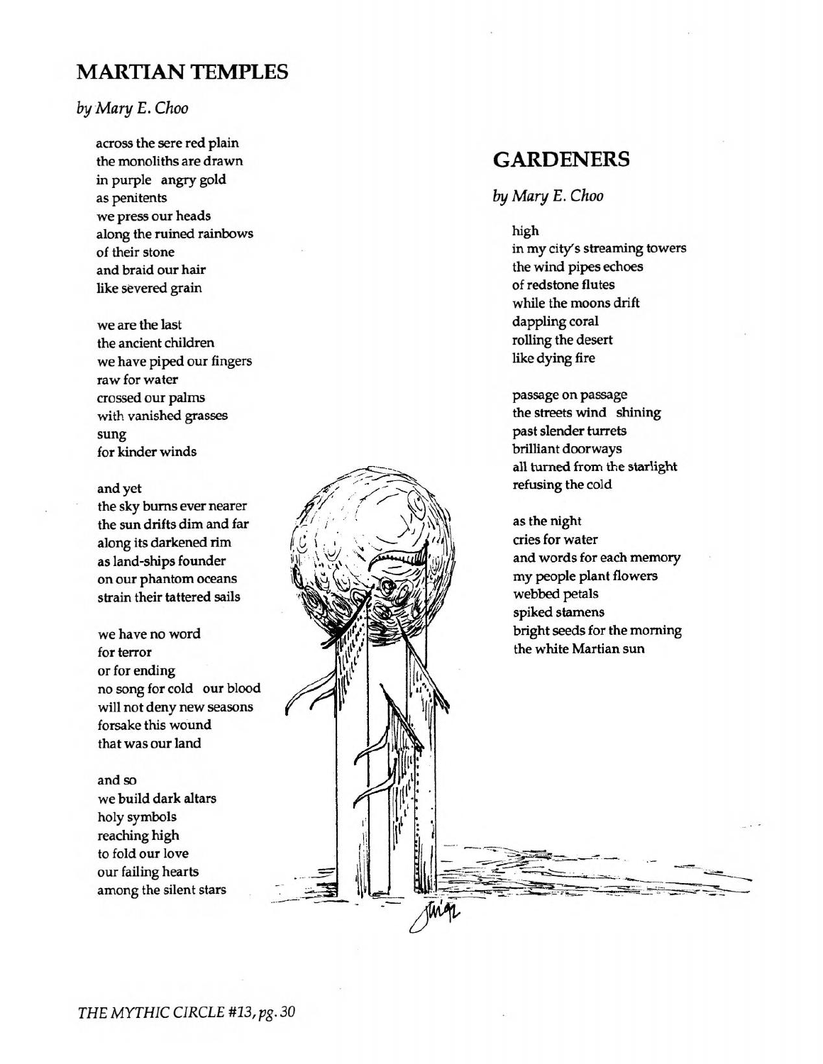## MARTIAN TEMPLES

*by Mary E. Choo*

across the sere red plain
the monoliths are drawn
in purple angry gold
as penitents
we press our heads
along the ruined rainbows
of their stone
and braid our hair
like severed grain

we are the last
the ancient children
we have piped our fingers
raw for water
crossed our palms
with vanished grasses
sung
for kinder winds

and yet
the sky burns ever nearer
the sun drifts dim and far
along its darkened rim
as land-ships founder
on our phantom oceans
strain their tattered sails

we have no word
for terror
or for ending
no song for cold our blood
will not deny new seasons
forsake this wound
that was our land

and so
we build dark altars
holy symbols
reaching high
to fold our love
our failing hearts
among the silent stars

## GARDENERS

*by Mary E. Choo*

high
in my city's streaming towers
the wind pipes echoes
of redstone flutes
while the moons drift
dappling coral
rolling the desert
like dying fire

passage on passage
the streets wind shining
past slender turrets
brilliant doorways
all turned from the starlight
refusing the cold

as the night
cries for water
and words for each memory
my people plant flowers
webbed petals
spiked stamens
bright seeds for the morning
the white Martian sun